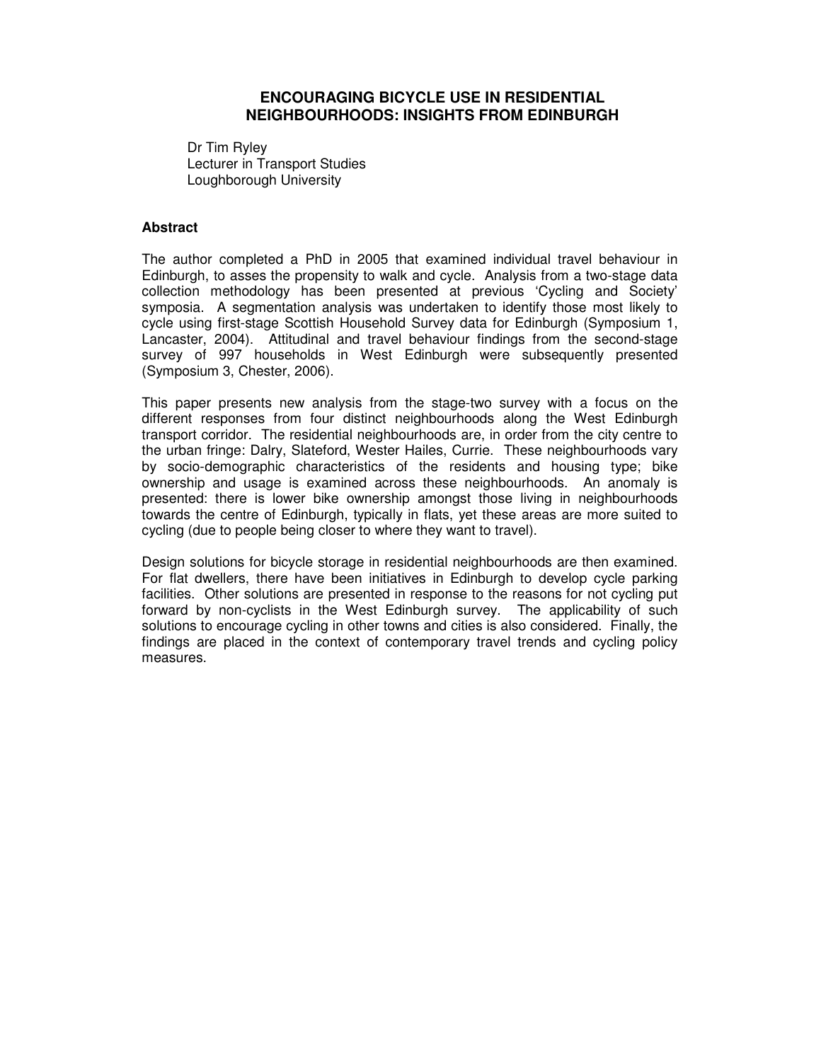# ENCOURAGING BICYCLE USE IN RESIDENTIAL NEIGHBOURHOODS: INSIGHTS FROM EDINBURGH

Dr Tim Ryley
Lecturer in Transport Studies
Loughborough University

## Abstract

The author completed a PhD in 2005 that examined individual travel behaviour in Edinburgh, to asses the propensity to walk and cycle. Analysis from a two-stage data collection methodology has been presented at previous 'Cycling and Society' symposia. A segmentation analysis was undertaken to identify those most likely to cycle using first-stage Scottish Household Survey data for Edinburgh (Symposium 1, Lancaster, 2004). Attitudinal and travel behaviour findings from the second-stage survey of 997 households in West Edinburgh were subsequently presented (Symposium 3, Chester, 2006).

This paper presents new analysis from the stage-two survey with a focus on the different responses from four distinct neighbourhoods along the West Edinburgh transport corridor. The residential neighbourhoods are, in order from the city centre to the urban fringe: Dalry, Slateford, Wester Hailes, Currie. These neighbourhoods vary by socio-demographic characteristics of the residents and housing type; bike ownership and usage is examined across these neighbourhoods. An anomaly is presented: there is lower bike ownership amongst those living in neighbourhoods towards the centre of Edinburgh, typically in flats, yet these areas are more suited to cycling (due to people being closer to where they want to travel).

Design solutions for bicycle storage in residential neighbourhoods are then examined. For flat dwellers, there have been initiatives in Edinburgh to develop cycle parking facilities. Other solutions are presented in response to the reasons for not cycling put forward by non-cyclists in the West Edinburgh survey. The applicability of such solutions to encourage cycling in other towns and cities is also considered. Finally, the findings are placed in the context of contemporary travel trends and cycling policy measures.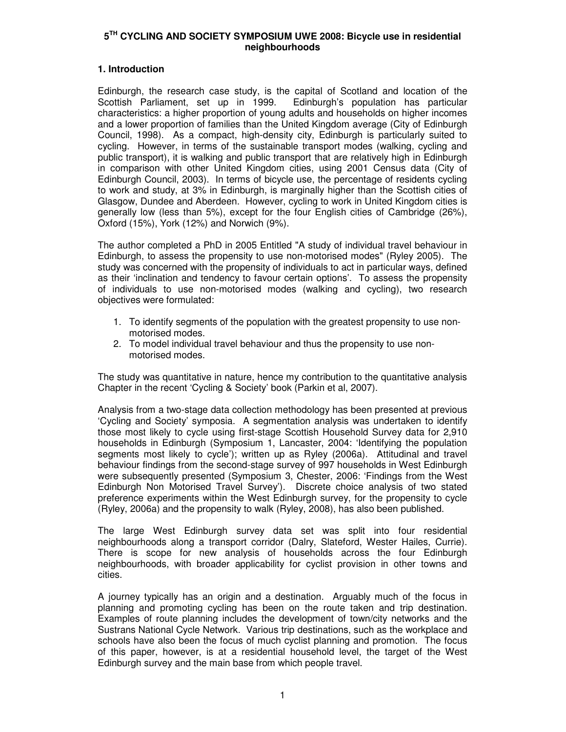**5[TH] CYCLING AND SOCIETY SYMPOSIUM UWE 2008: Bicycle use in residential neighbourhoods**

## 1. Introduction

Edinburgh, the research case study, is the capital of Scotland and location of the Scottish Parliament, set up in 1999. Edinburgh's population has particular characteristics: a higher proportion of young adults and households on higher incomes and a lower proportion of families than the United Kingdom average (City of Edinburgh Council, 1998). As a compact, high-density city, Edinburgh is particularly suited to cycling. However, in terms of the sustainable transport modes (walking, cycling and public transport), it is walking and public transport that are relatively high in Edinburgh in comparison with other United Kingdom cities, using 2001 Census data (City of Edinburgh Council, 2003). In terms of bicycle use, the percentage of residents cycling to work and study, at 3% in Edinburgh, is marginally higher than the Scottish cities of Glasgow, Dundee and Aberdeen. However, cycling to work in United Kingdom cities is generally low (less than 5%), except for the four English cities of Cambridge (26%), Oxford (15%), York (12%) and Norwich (9%).

The author completed a PhD in 2005 Entitled "A study of individual travel behaviour in Edinburgh, to assess the propensity to use non-motorised modes" (Ryley 2005). The study was concerned with the propensity of individuals to act in particular ways, defined as their 'inclination and tendency to favour certain options'. To assess the propensity of individuals to use non-motorised modes (walking and cycling), two research objectives were formulated:

1. To identify segments of the population with the greatest propensity to use non-motorised modes.
2. To model individual travel behaviour and thus the propensity to use non-motorised modes.

The study was quantitative in nature, hence my contribution to the quantitative analysis Chapter in the recent 'Cycling & Society' book (Parkin et al, 2007).

Analysis from a two-stage data collection methodology has been presented at previous 'Cycling and Society' symposia. A segmentation analysis was undertaken to identify those most likely to cycle using first-stage Scottish Household Survey data for 2,910 households in Edinburgh (Symposium 1, Lancaster, 2004: 'Identifying the population segments most likely to cycle'); written up as Ryley (2006a). Attitudinal and travel behaviour findings from the second-stage survey of 997 households in West Edinburgh were subsequently presented (Symposium 3, Chester, 2006: 'Findings from the West Edinburgh Non Motorised Travel Survey'). Discrete choice analysis of two stated preference experiments within the West Edinburgh survey, for the propensity to cycle (Ryley, 2006a) and the propensity to walk (Ryley, 2008), has also been published.

The large West Edinburgh survey data set was split into four residential neighbourhoods along a transport corridor (Dalry, Slateford, Wester Hailes, Currie). There is scope for new analysis of households across the four Edinburgh neighbourhoods, with broader applicability for cyclist provision in other towns and cities.

A journey typically has an origin and a destination. Arguably much of the focus in planning and promoting cycling has been on the route taken and trip destination. Examples of route planning includes the development of town/city networks and the Sustrans National Cycle Network. Various trip destinations, such as the workplace and schools have also been the focus of much cyclist planning and promotion. The focus of this paper, however, is at a residential household level, the target of the West Edinburgh survey and the main base from which people travel.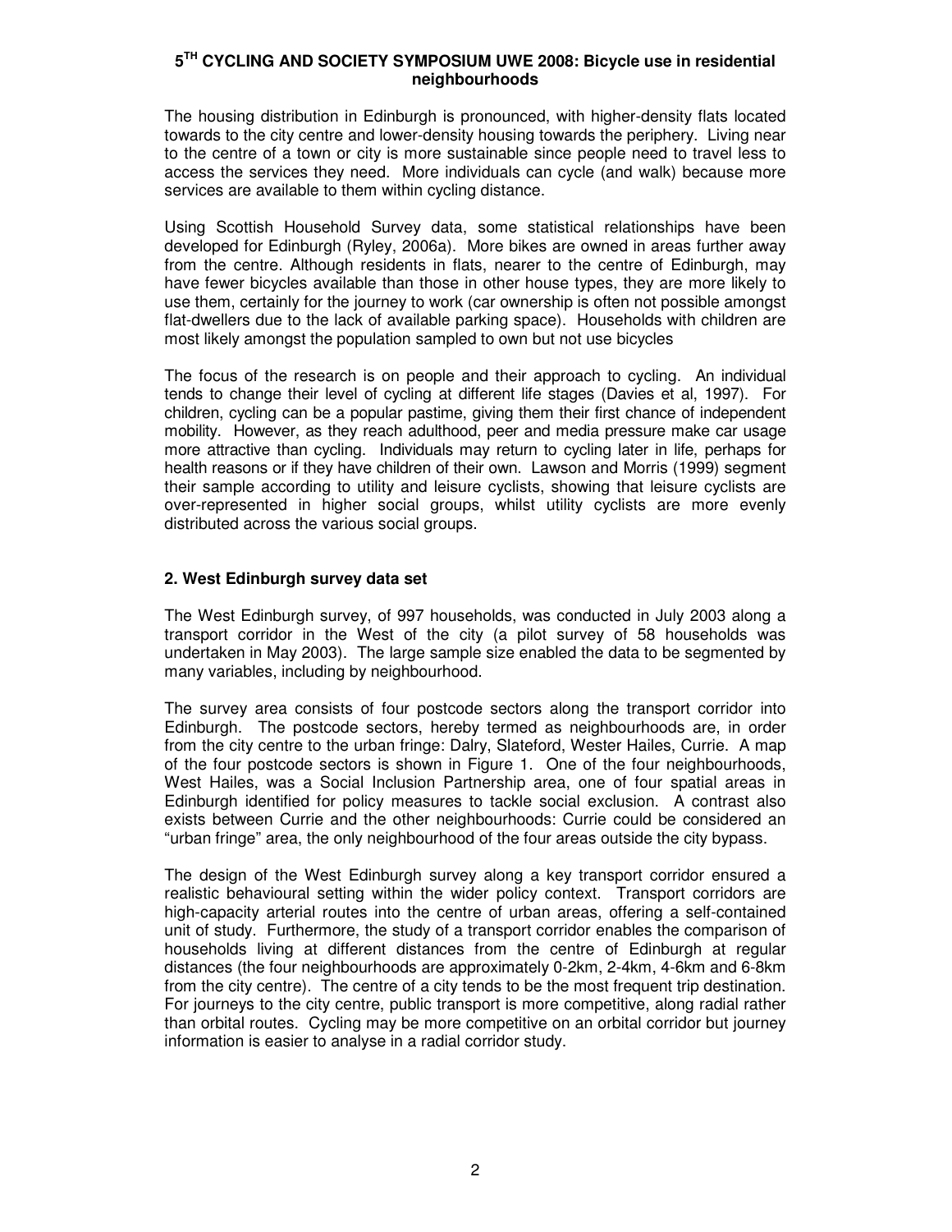The housing distribution in Edinburgh is pronounced, with higher-density flats located towards to the city centre and lower-density housing towards the periphery. Living near to the centre of a town or city is more sustainable since people need to travel less to access the services they need. More individuals can cycle (and walk) because more services are available to them within cycling distance.

Using Scottish Household Survey data, some statistical relationships have been developed for Edinburgh (Ryley, 2006a). More bikes are owned in areas further away from the centre. Although residents in flats, nearer to the centre of Edinburgh, may have fewer bicycles available than those in other house types, they are more likely to use them, certainly for the journey to work (car ownership is often not possible amongst flat-dwellers due to the lack of available parking space). Households with children are most likely amongst the population sampled to own but not use bicycles

The focus of the research is on people and their approach to cycling. An individual tends to change their level of cycling at different life stages (Davies et al, 1997). For children, cycling can be a popular pastime, giving them their first chance of independent mobility. However, as they reach adulthood, peer and media pressure make car usage more attractive than cycling. Individuals may return to cycling later in life, perhaps for health reasons or if they have children of their own. Lawson and Morris (1999) segment their sample according to utility and leisure cyclists, showing that leisure cyclists are over-represented in higher social groups, whilst utility cyclists are more evenly distributed across the various social groups.

## 2. West Edinburgh survey data set

The West Edinburgh survey, of 997 households, was conducted in July 2003 along a transport corridor in the West of the city (a pilot survey of 58 households was undertaken in May 2003). The large sample size enabled the data to be segmented by many variables, including by neighbourhood.

The survey area consists of four postcode sectors along the transport corridor into Edinburgh. The postcode sectors, hereby termed as neighbourhoods are, in order from the city centre to the urban fringe: Dalry, Slateford, Wester Hailes, Currie. A map of the four postcode sectors is shown in Figure 1. One of the four neighbourhoods, West Hailes, was a Social Inclusion Partnership area, one of four spatial areas in Edinburgh identified for policy measures to tackle social exclusion. A contrast also exists between Currie and the other neighbourhoods: Currie could be considered an "urban fringe" area, the only neighbourhood of the four areas outside the city bypass.

The design of the West Edinburgh survey along a key transport corridor ensured a realistic behavioural setting within the wider policy context. Transport corridors are high-capacity arterial routes into the centre of urban areas, offering a self-contained unit of study. Furthermore, the study of a transport corridor enables the comparison of households living at different distances from the centre of Edinburgh at regular distances (the four neighbourhoods are approximately 0-2km, 2-4km, 4-6km and 6-8km from the city centre). The centre of a city tends to be the most frequent trip destination. For journeys to the city centre, public transport is more competitive, along radial rather than orbital routes. Cycling may be more competitive on an orbital corridor but journey information is easier to analyse in a radial corridor study.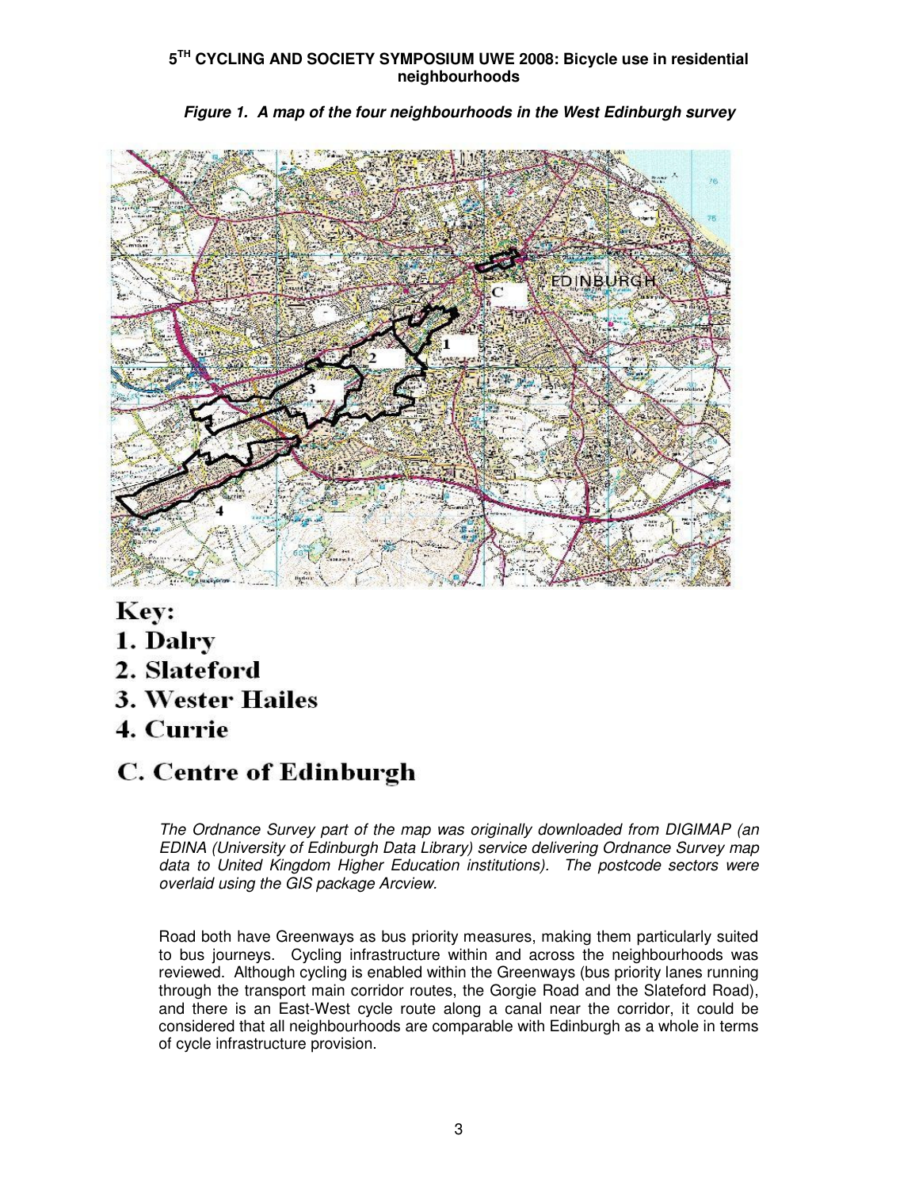***Figure 1. A map of the four neighbourhoods in the West Edinburgh survey***

**Key:**

1. **Dalry**
2. **Slateford**
3. **Wester Hailes**
4. **Currie**

**C. Centre of Edinburgh**

*The Ordnance Survey part of the map was originally downloaded from DIGIMAP (an EDINA (University of Edinburgh Data Library) service delivering Ordnance Survey map data to United Kingdom Higher Education institutions). The postcode sectors were overlaid using the GIS package Arcview.*

Road both have Greenways as bus priority measures, making them particularly suited to bus journeys. Cycling infrastructure within and across the neighbourhoods was reviewed. Although cycling is enabled within the Greenways (bus priority lanes running through the transport main corridor routes, the Gorgie Road and the Slateford Road), and there is an East-West cycle route along a canal near the corridor, it could be considered that all neighbourhoods are comparable with Edinburgh as a whole in terms of cycle infrastructure provision.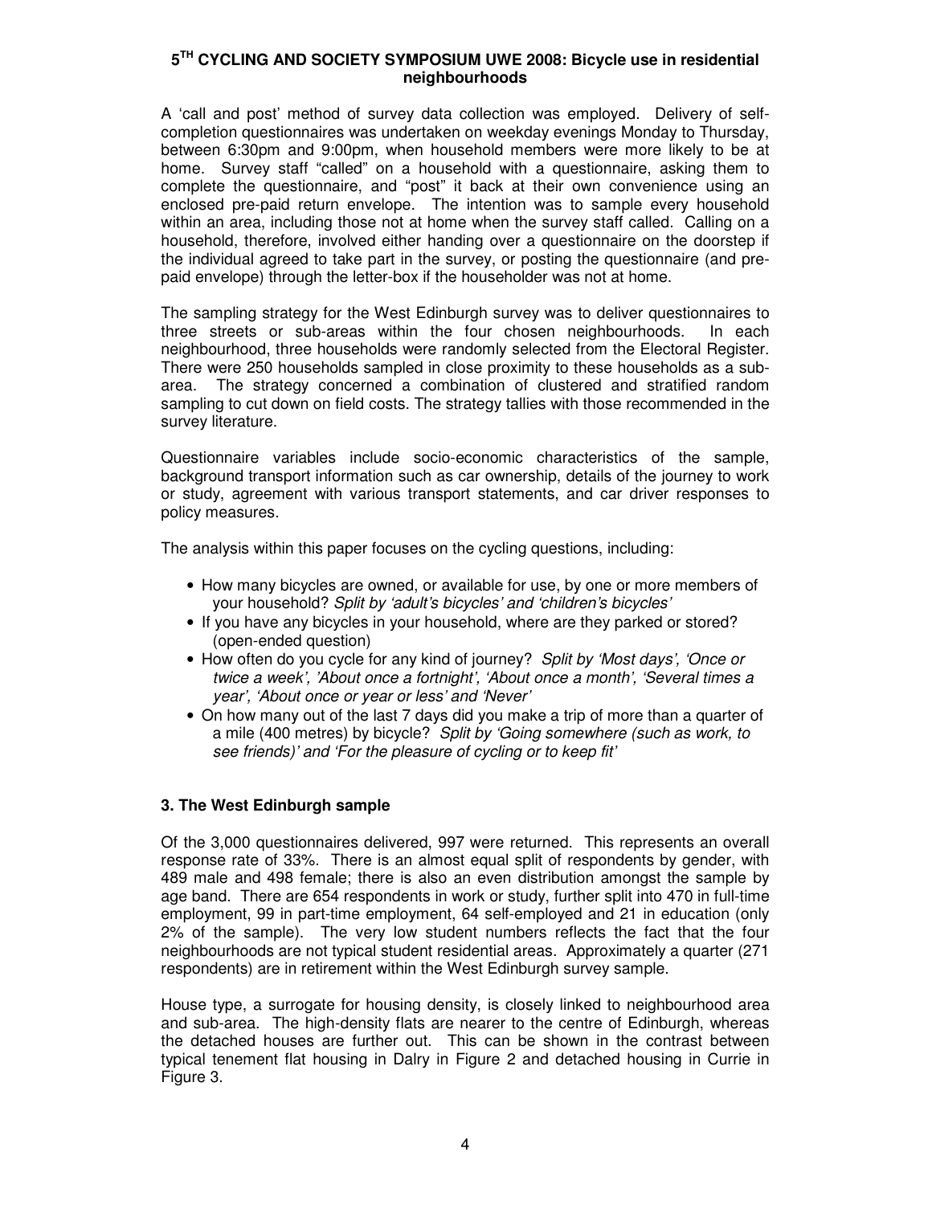A 'call and post' method of survey data collection was employed. Delivery of self-completion questionnaires was undertaken on weekday evenings Monday to Thursday, between 6:30pm and 9:00pm, when household members were more likely to be at home. Survey staff "called" on a household with a questionnaire, asking them to complete the questionnaire, and "post" it back at their own convenience using an enclosed pre-paid return envelope. The intention was to sample every household within an area, including those not at home when the survey staff called. Calling on a household, therefore, involved either handing over a questionnaire on the doorstep if the individual agreed to take part in the survey, or posting the questionnaire (and pre-paid envelope) through the letter-box if the householder was not at home.

The sampling strategy for the West Edinburgh survey was to deliver questionnaires to three streets or sub-areas within the four chosen neighbourhoods. In each neighbourhood, three households were randomly selected from the Electoral Register. There were 250 households sampled in close proximity to these households as a sub-area. The strategy concerned a combination of clustered and stratified random sampling to cut down on field costs. The strategy tallies with those recommended in the survey literature.

Questionnaire variables include socio-economic characteristics of the sample, background transport information such as car ownership, details of the journey to work or study, agreement with various transport statements, and car driver responses to policy measures.

The analysis within this paper focuses on the cycling questions, including:

- How many bicycles are owned, or available for use, by one or more members of your household? *Split by 'adult's bicycles' and 'children's bicycles'*
- If you have any bicycles in your household, where are they parked or stored? (open-ended question)
- How often do you cycle for any kind of journey? *Split by 'Most days', 'Once or twice a week', 'About once a fortnight', 'About once a month', 'Several times a year', 'About once or year or less' and 'Never'*
- On how many out of the last 7 days did you make a trip of more than a quarter of a mile (400 metres) by bicycle? *Split by 'Going somewhere (such as work, to see friends)' and 'For the pleasure of cycling or to keep fit'*

### 3. The West Edinburgh sample

Of the 3,000 questionnaires delivered, 997 were returned. This represents an overall response rate of 33%. There is an almost equal split of respondents by gender, with 489 male and 498 female; there is also an even distribution amongst the sample by age band. There are 654 respondents in work or study, further split into 470 in full-time employment, 99 in part-time employment, 64 self-employed and 21 in education (only 2% of the sample). The very low student numbers reflects the fact that the four neighbourhoods are not typical student residential areas. Approximately a quarter (271 respondents) are in retirement within the West Edinburgh survey sample.

House type, a surrogate for housing density, is closely linked to neighbourhood area and sub-area. The high-density flats are nearer to the centre of Edinburgh, whereas the detached houses are further out. This can be shown in the contrast between typical tenement flat housing in Dalry in Figure 2 and detached housing in Currie in Figure 3.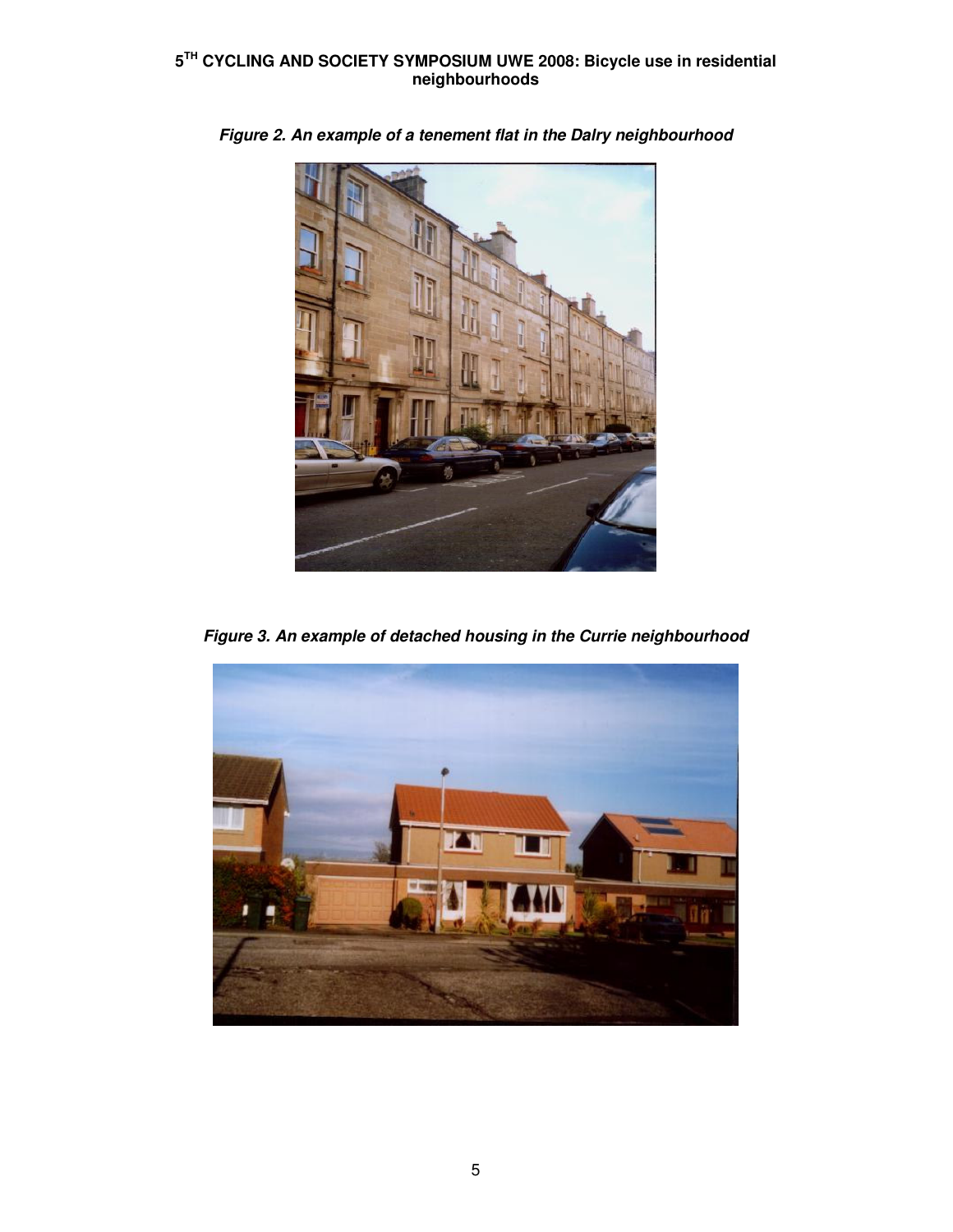***Figure 2. An example of a tenement flat in the Dalry neighbourhood***

***Figure 3. An example of detached housing in the Currie neighbourhood***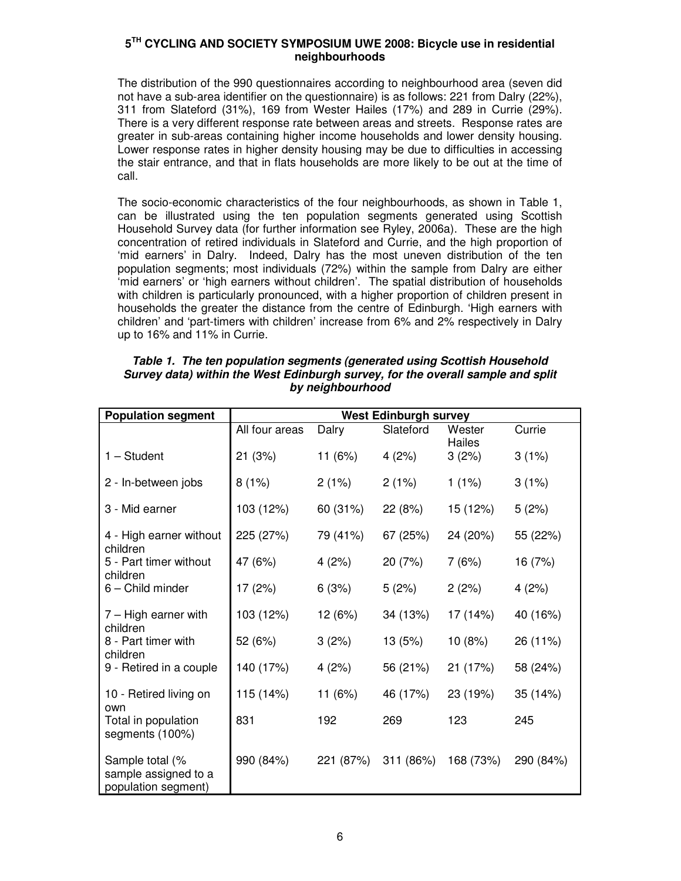The distribution of the 990 questionnaires according to neighbourhood area (seven did not have a sub-area identifier on the questionnaire) is as follows: 221 from Dalry (22%), 311 from Slateford (31%), 169 from Wester Hailes (17%) and 289 in Currie (29%). There is a very different response rate between areas and streets. Response rates are greater in sub-areas containing higher income households and lower density housing. Lower response rates in higher density housing may be due to difficulties in accessing the stair entrance, and that in flats households are more likely to be out at the time of call.

The socio-economic characteristics of the four neighbourhoods, as shown in Table 1, can be illustrated using the ten population segments generated using Scottish Household Survey data (for further information see Ryley, 2006a). These are the high concentration of retired individuals in Slateford and Currie, and the high proportion of 'mid earners' in Dalry. Indeed, Dalry has the most uneven distribution of the ten population segments; most individuals (72%) within the sample from Dalry are either 'mid earners' or 'high earners without children'. The spatial distribution of households with children is particularly pronounced, with a higher proportion of children present in households the greater the distance from the centre of Edinburgh. 'High earners with children' and 'part-timers with children' increase from 6% and 2% respectively in Dalry up to 16% and 11% in Currie.

***Table 1. The ten population segments (generated using Scottish Household Survey data) within the West Edinburgh survey, for the overall sample and split by neighbourhood***

| Population segment | West Edinburgh survey | | | | |
|---|---|---|---|---|---|
| | All four areas | Dalry | Slateford | Wester Hailes | Currie |
| 1 – Student | 21 (3%) | 11 (6%) | 4 (2%) | 3 (2%) | 3 (1%) |
| 2 - In-between jobs | 8 (1%) | 2 (1%) | 2 (1%) | 1 (1%) | 3 (1%) |
| 3 - Mid earner | 103 (12%) | 60 (31%) | 22 (8%) | 15 (12%) | 5 (2%) |
| 4 - High earner without children | 225 (27%) | 79 (41%) | 67 (25%) | 24 (20%) | 55 (22%) |
| 5 - Part timer without children | 47 (6%) | 4 (2%) | 20 (7%) | 7 (6%) | 16 (7%) |
| 6 – Child minder | 17 (2%) | 6 (3%) | 5 (2%) | 2 (2%) | 4 (2%) |
| 7 – High earner with children | 103 (12%) | 12 (6%) | 34 (13%) | 17 (14%) | 40 (16%) |
| 8 - Part timer with children | 52 (6%) | 3 (2%) | 13 (5%) | 10 (8%) | 26 (11%) |
| 9 - Retired in a couple | 140 (17%) | 4 (2%) | 56 (21%) | 21 (17%) | 58 (24%) |
| 10 - Retired living on own | 115 (14%) | 11 (6%) | 46 (17%) | 23 (19%) | 35 (14%) |
| Total in population segments (100%) | 831 | 192 | 269 | 123 | 245 |
| Sample total (% sample assigned to a population segment) | 990 (84%) | 221 (87%) | 311 (86%) | 168 (73%) | 290 (84%) |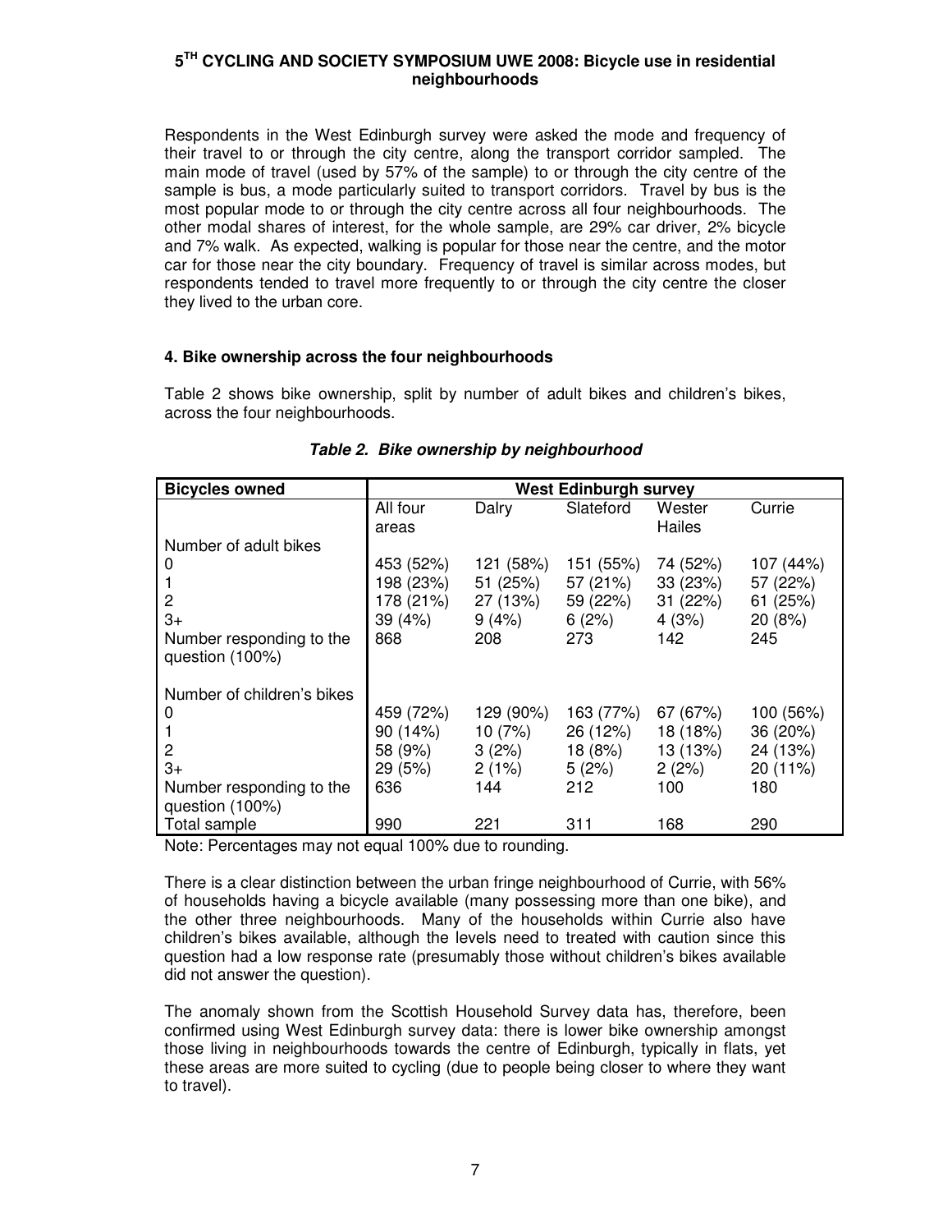Respondents in the West Edinburgh survey were asked the mode and frequency of their travel to or through the city centre, along the transport corridor sampled. The main mode of travel (used by 57% of the sample) to or through the city centre of the sample is bus, a mode particularly suited to transport corridors. Travel by bus is the most popular mode to or through the city centre across all four neighbourhoods. The other modal shares of interest, for the whole sample, are 29% car driver, 2% bicycle and 7% walk. As expected, walking is popular for those near the centre, and the motor car for those near the city boundary. Frequency of travel is similar across modes, but respondents tended to travel more frequently to or through the city centre the closer they lived to the urban core.

### 4. Bike ownership across the four neighbourhoods

Table 2 shows bike ownership, split by number of adult bikes and children's bikes, across the four neighbourhoods.

***Table 2. Bike ownership by neighbourhood***

| Bicycles owned | West Edinburgh survey | | | | |
|---|---|---|---|---|---|
| | All four areas | Dalry | Slateford | Wester Hailes | Currie |
| Number of adult bikes | | | | | |
| 0 | 453 (52%) | 121 (58%) | 151 (55%) | 74 (52%) | 107 (44%) |
| 1 | 198 (23%) | 51 (25%) | 57 (21%) | 33 (23%) | 57 (22%) |
| 2 | 178 (21%) | 27 (13%) | 59 (22%) | 31 (22%) | 61 (25%) |
| 3+ | 39 (4%) | 9 (4%) | 6 (2%) | 4 (3%) | 20 (8%) |
| Number responding to the question (100%) | 868 | 208 | 273 | 142 | 245 |
| Number of children's bikes | | | | | |
| 0 | 459 (72%) | 129 (90%) | 163 (77%) | 67 (67%) | 100 (56%) |
| 1 | 90 (14%) | 10 (7%) | 26 (12%) | 18 (18%) | 36 (20%) |
| 2 | 58 (9%) | 3 (2%) | 18 (8%) | 13 (13%) | 24 (13%) |
| 3+ | 29 (5%) | 2 (1%) | 5 (2%) | 2 (2%) | 20 (11%) |
| Number responding to the question (100%) | 636 | 144 | 212 | 100 | 180 |
| Total sample | 990 | 221 | 311 | 168 | 290 |

Note: Percentages may not equal 100% due to rounding.

There is a clear distinction between the urban fringe neighbourhood of Currie, with 56% of households having a bicycle available (many possessing more than one bike), and the other three neighbourhoods. Many of the households within Currie also have children's bikes available, although the levels need to treated with caution since this question had a low response rate (presumably those without children's bikes available did not answer the question).

The anomaly shown from the Scottish Household Survey data has, therefore, been confirmed using West Edinburgh survey data: there is lower bike ownership amongst those living in neighbourhoods towards the centre of Edinburgh, typically in flats, yet these areas are more suited to cycling (due to people being closer to where they want to travel).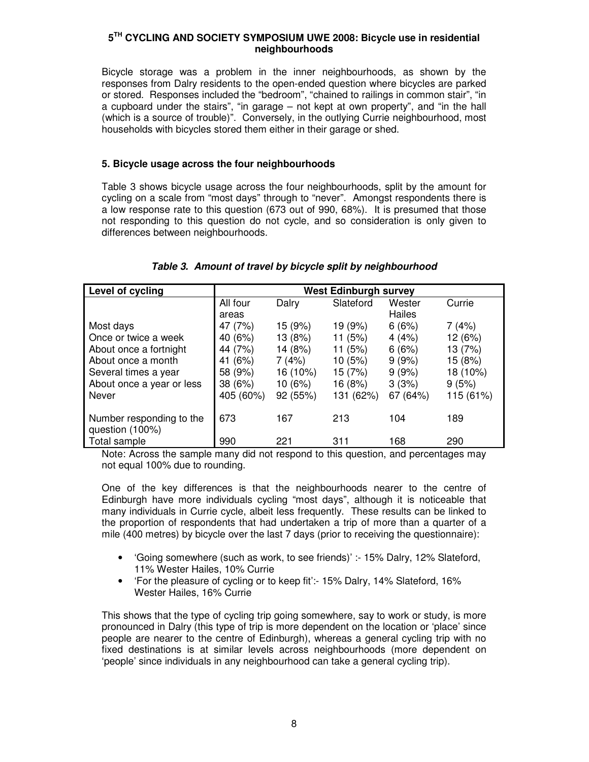Bicycle storage was a problem in the inner neighbourhoods, as shown by the responses from Dalry residents to the open-ended question where bicycles are parked or stored. Responses included the "bedroom", "chained to railings in common stair", "in a cupboard under the stairs", "in garage – not kept at own property", and "in the hall (which is a source of trouble)". Conversely, in the outlying Currie neighbourhood, most households with bicycles stored them either in their garage or shed.

### 5. Bicycle usage across the four neighbourhoods

Table 3 shows bicycle usage across the four neighbourhoods, split by the amount for cycling on a scale from "most days" through to "never". Amongst respondents there is a low response rate to this question (673 out of 990, 68%). It is presumed that those not responding to this question do not cycle, and so consideration is only given to differences between neighbourhoods.

***Table 3. Amount of travel by bicycle split by neighbourhood***

| Level of cycling | West Edinburgh survey | | | | |
|---|---|---|---|---|---|
| | All four areas | Dalry | Slateford | Wester Hailes | Currie |
| Most days | 47 (7%) | 15 (9%) | 19 (9%) | 6 (6%) | 7 (4%) |
| Once or twice a week | 40 (6%) | 13 (8%) | 11 (5%) | 4 (4%) | 12 (6%) |
| About once a fortnight | 44 (7%) | 14 (8%) | 11 (5%) | 6 (6%) | 13 (7%) |
| About once a month | 41 (6%) | 7 (4%) | 10 (5%) | 9 (9%) | 15 (8%) |
| Several times a year | 58 (9%) | 16 (10%) | 15 (7%) | 9 (9%) | 18 (10%) |
| About once a year or less | 38 (6%) | 10 (6%) | 16 (8%) | 3 (3%) | 9 (5%) |
| Never | 405 (60%) | 92 (55%) | 131 (62%) | 67 (64%) | 115 (61%) |
| Number responding to the question (100%) | 673 | 167 | 213 | 104 | 189 |
| Total sample | 990 | 221 | 311 | 168 | 290 |

Note: Across the sample many did not respond to this question, and percentages may not equal 100% due to rounding.

One of the key differences is that the neighbourhoods nearer to the centre of Edinburgh have more individuals cycling "most days", although it is noticeable that many individuals in Currie cycle, albeit less frequently. These results can be linked to the proportion of respondents that had undertaken a trip of more than a quarter of a mile (400 metres) by bicycle over the last 7 days (prior to receiving the questionnaire):

- 'Going somewhere (such as work, to see friends)' :- 15% Dalry, 12% Slateford, 11% Wester Hailes, 10% Currie
- 'For the pleasure of cycling or to keep fit':- 15% Dalry, 14% Slateford, 16% Wester Hailes, 16% Currie

This shows that the type of cycling trip going somewhere, say to work or study, is more pronounced in Dalry (this type of trip is more dependent on the location or 'place' since people are nearer to the centre of Edinburgh), whereas a general cycling trip with no fixed destinations is at similar levels across neighbourhoods (more dependent on 'people' since individuals in any neighbourhood can take a general cycling trip).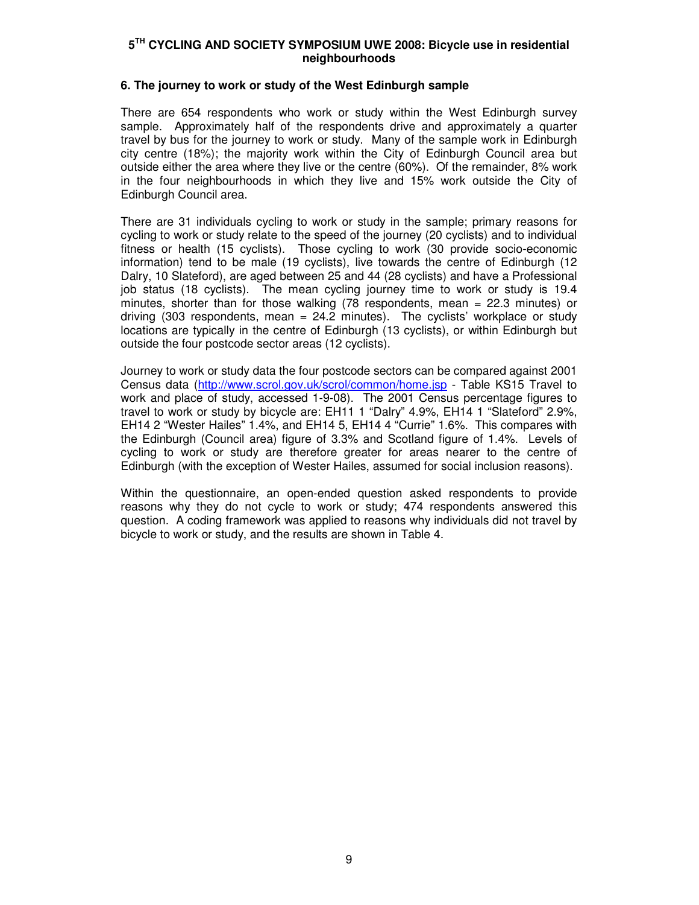## 6. The journey to work or study of the West Edinburgh sample

There are 654 respondents who work or study within the West Edinburgh survey sample. Approximately half of the respondents drive and approximately a quarter travel by bus for the journey to work or study. Many of the sample work in Edinburgh city centre (18%); the majority work within the City of Edinburgh Council area but outside either the area where they live or the centre (60%). Of the remainder, 8% work in the four neighbourhoods in which they live and 15% work outside the City of Edinburgh Council area.

There are 31 individuals cycling to work or study in the sample; primary reasons for cycling to work or study relate to the speed of the journey (20 cyclists) and to individual fitness or health (15 cyclists). Those cycling to work (30 provide socio-economic information) tend to be male (19 cyclists), live towards the centre of Edinburgh (12 Dalry, 10 Slateford), are aged between 25 and 44 (28 cyclists) and have a Professional job status (18 cyclists). The mean cycling journey time to work or study is 19.4 minutes, shorter than for those walking (78 respondents, mean = 22.3 minutes) or driving (303 respondents, mean = 24.2 minutes). The cyclists' workplace or study locations are typically in the centre of Edinburgh (13 cyclists), or within Edinburgh but outside the four postcode sector areas (12 cyclists).

Journey to work or study data the four postcode sectors can be compared against 2001 Census data (http://www.scrol.gov.uk/scrol/common/home.jsp - Table KS15 Travel to work and place of study, accessed 1-9-08). The 2001 Census percentage figures to travel to work or study by bicycle are: EH11 1 "Dalry" 4.9%, EH14 1 "Slateford" 2.9%, EH14 2 "Wester Hailes" 1.4%, and EH14 5, EH14 4 "Currie" 1.6%. This compares with the Edinburgh (Council area) figure of 3.3% and Scotland figure of 1.4%. Levels of cycling to work or study are therefore greater for areas nearer to the centre of Edinburgh (with the exception of Wester Hailes, assumed for social inclusion reasons).

Within the questionnaire, an open-ended question asked respondents to provide reasons why they do not cycle to work or study; 474 respondents answered this question. A coding framework was applied to reasons why individuals did not travel by bicycle to work or study, and the results are shown in Table 4.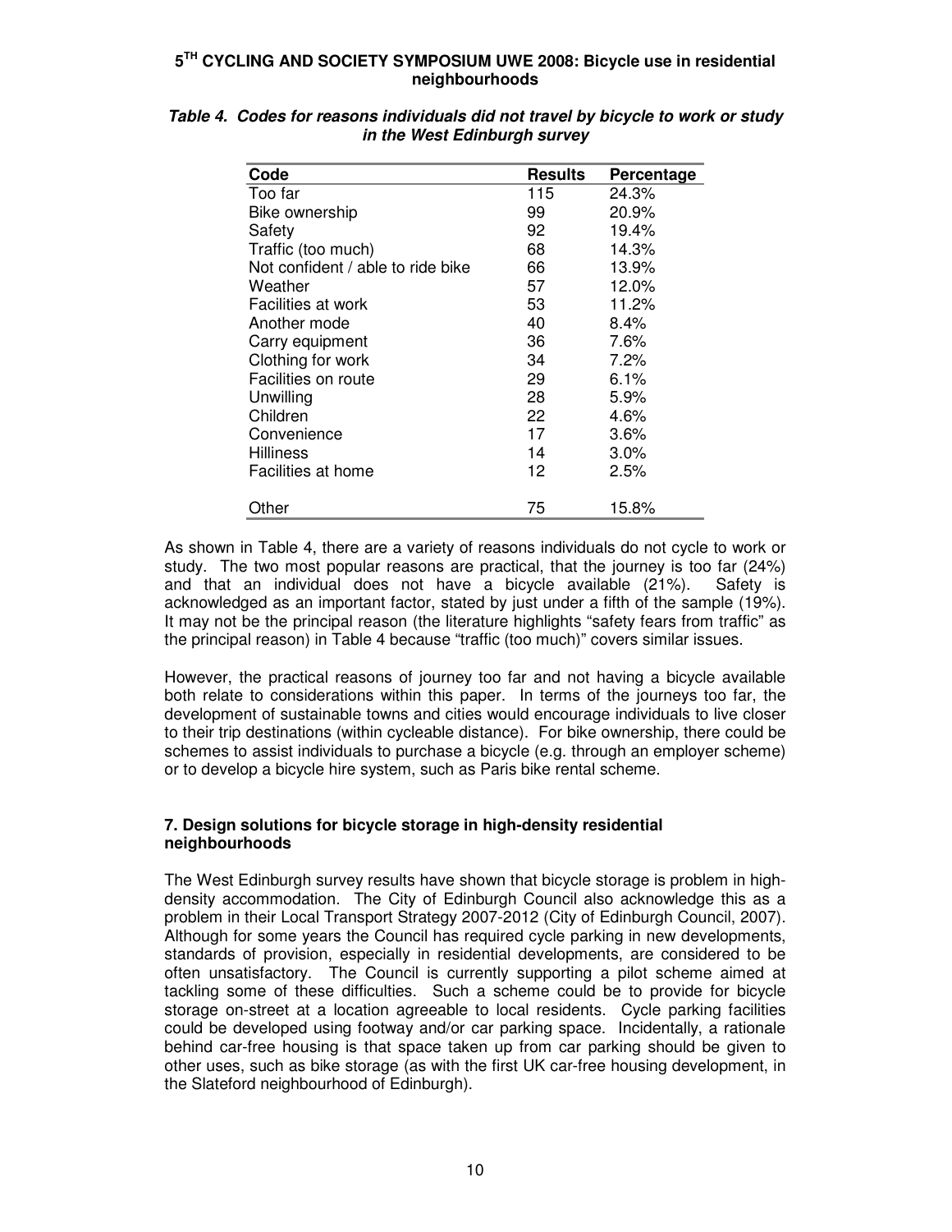***Table 4. Codes for reasons individuals did not travel by bicycle to work or study in the West Edinburgh survey***

| Code | Results | Percentage |
|---|---|---|
| Too far | 115 | 24.3% |
| Bike ownership | 99 | 20.9% |
| Safety | 92 | 19.4% |
| Traffic (too much) | 68 | 14.3% |
| Not confident / able to ride bike | 66 | 13.9% |
| Weather | 57 | 12.0% |
| Facilities at work | 53 | 11.2% |
| Another mode | 40 | 8.4% |
| Carry equipment | 36 | 7.6% |
| Clothing for work | 34 | 7.2% |
| Facilities on route | 29 | 6.1% |
| Unwilling | 28 | 5.9% |
| Children | 22 | 4.6% |
| Convenience | 17 | 3.6% |
| Hilliness | 14 | 3.0% |
| Facilities at home | 12 | 2.5% |
| Other | 75 | 15.8% |

As shown in Table 4, there are a variety of reasons individuals do not cycle to work or study. The two most popular reasons are practical, that the journey is too far (24%) and that an individual does not have a bicycle available (21%). Safety is acknowledged as an important factor, stated by just under a fifth of the sample (19%). It may not be the principal reason (the literature highlights "safety fears from traffic" as the principal reason) in Table 4 because "traffic (too much)" covers similar issues.

However, the practical reasons of journey too far and not having a bicycle available both relate to considerations within this paper. In terms of the journeys too far, the development of sustainable towns and cities would encourage individuals to live closer to their trip destinations (within cycleable distance). For bike ownership, there could be schemes to assist individuals to purchase a bicycle (e.g. through an employer scheme) or to develop a bicycle hire system, such as Paris bike rental scheme.

### 7. Design solutions for bicycle storage in high-density residential neighbourhoods

The West Edinburgh survey results have shown that bicycle storage is problem in high-density accommodation. The City of Edinburgh Council also acknowledge this as a problem in their Local Transport Strategy 2007-2012 (City of Edinburgh Council, 2007). Although for some years the Council has required cycle parking in new developments, standards of provision, especially in residential developments, are considered to be often unsatisfactory. The Council is currently supporting a pilot scheme aimed at tackling some of these difficulties. Such a scheme could be to provide for bicycle storage on-street at a location agreeable to local residents. Cycle parking facilities could be developed using footway and/or car parking space. Incidentally, a rationale behind car-free housing is that space taken up from car parking should be given to other uses, such as bike storage (as with the first UK car-free housing development, in the Slateford neighbourhood of Edinburgh).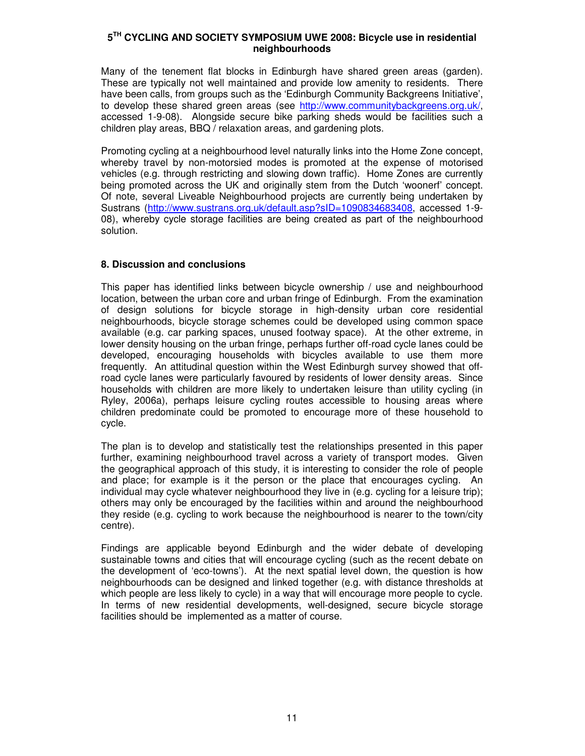Many of the tenement flat blocks in Edinburgh have shared green areas (garden). These are typically not well maintained and provide low amenity to residents. There have been calls, from groups such as the 'Edinburgh Community Backgreens Initiative', to develop these shared green areas (see http://www.communitybackgreens.org.uk/, accessed 1-9-08). Alongside secure bike parking sheds would be facilities such a children play areas, BBQ / relaxation areas, and gardening plots.

Promoting cycling at a neighbourhood level naturally links into the Home Zone concept, whereby travel by non-motorsied modes is promoted at the expense of motorised vehicles (e.g. through restricting and slowing down traffic). Home Zones are currently being promoted across the UK and originally stem from the Dutch 'woonerf' concept. Of note, several Liveable Neighbourhood projects are currently being undertaken by Sustrans (http://www.sustrans.org.uk/default.asp?sID=1090834683408, accessed 1-9-08), whereby cycle storage facilities are being created as part of the neighbourhood solution.

### 8. Discussion and conclusions

This paper has identified links between bicycle ownership / use and neighbourhood location, between the urban core and urban fringe of Edinburgh. From the examination of design solutions for bicycle storage in high-density urban core residential neighbourhoods, bicycle storage schemes could be developed using common space available (e.g. car parking spaces, unused footway space). At the other extreme, in lower density housing on the urban fringe, perhaps further off-road cycle lanes could be developed, encouraging households with bicycles available to use them more frequently. An attitudinal question within the West Edinburgh survey showed that off-road cycle lanes were particularly favoured by residents of lower density areas. Since households with children are more likely to undertaken leisure than utility cycling (in Ryley, 2006a), perhaps leisure cycling routes accessible to housing areas where children predominate could be promoted to encourage more of these household to cycle.

The plan is to develop and statistically test the relationships presented in this paper further, examining neighbourhood travel across a variety of transport modes. Given the geographical approach of this study, it is interesting to consider the role of people and place; for example is it the person or the place that encourages cycling. An individual may cycle whatever neighbourhood they live in (e.g. cycling for a leisure trip); others may only be encouraged by the facilities within and around the neighbourhood they reside (e.g. cycling to work because the neighbourhood is nearer to the town/city centre).

Findings are applicable beyond Edinburgh and the wider debate of developing sustainable towns and cities that will encourage cycling (such as the recent debate on the development of 'eco-towns'). At the next spatial level down, the question is how neighbourhoods can be designed and linked together (e.g. with distance thresholds at which people are less likely to cycle) in a way that will encourage more people to cycle. In terms of new residential developments, well-designed, secure bicycle storage facilities should be implemented as a matter of course.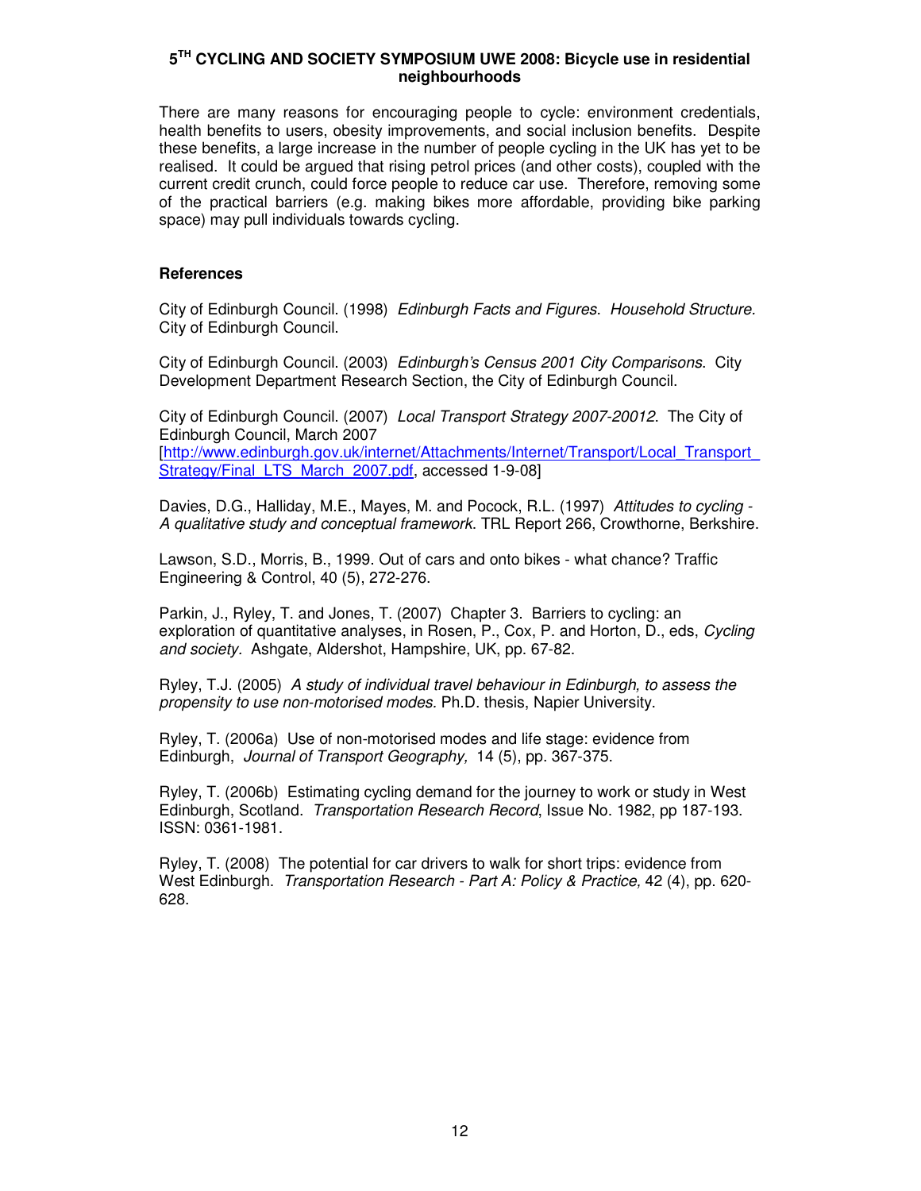There are many reasons for encouraging people to cycle: environment credentials, health benefits to users, obesity improvements, and social inclusion benefits. Despite these benefits, a large increase in the number of people cycling in the UK has yet to be realised. It could be argued that rising petrol prices (and other costs), coupled with the current credit crunch, could force people to reduce car use. Therefore, removing some of the practical barriers (e.g. making bikes more affordable, providing bike parking space) may pull individuals towards cycling.

## References

City of Edinburgh Council. (1998) *Edinburgh Facts and Figures*. *Household Structure.* City of Edinburgh Council.

City of Edinburgh Council. (2003) *Edinburgh's Census 2001 City Comparisons*. City Development Department Research Section, the City of Edinburgh Council.

City of Edinburgh Council. (2007) *Local Transport Strategy 2007-20012*. The City of Edinburgh Council, March 2007 [http://www.edinburgh.gov.uk/internet/Attachments/Internet/Transport/Local_Transport_Strategy/Final_LTS_March_2007.pdf, accessed 1-9-08]

Davies, D.G., Halliday, M.E., Mayes, M. and Pocock, R.L. (1997) *Attitudes to cycling - A qualitative study and conceptual framework*. TRL Report 266, Crowthorne, Berkshire.

Lawson, S.D., Morris, B., 1999. Out of cars and onto bikes - what chance? Traffic Engineering & Control, 40 (5), 272-276.

Parkin, J., Ryley, T. and Jones, T. (2007) Chapter 3. Barriers to cycling: an exploration of quantitative analyses, in Rosen, P., Cox, P. and Horton, D., eds, *Cycling and society.* Ashgate, Aldershot, Hampshire, UK, pp. 67-82.

Ryley, T.J. (2005) *A study of individual travel behaviour in Edinburgh, to assess the propensity to use non-motorised modes.* Ph.D. thesis, Napier University.

Ryley, T. (2006a) Use of non-motorised modes and life stage: evidence from Edinburgh, *Journal of Transport Geography,* 14 (5), pp. 367-375.

Ryley, T. (2006b) Estimating cycling demand for the journey to work or study in West Edinburgh, Scotland. *Transportation Research Record*, Issue No. 1982, pp 187-193. ISSN: 0361-1981.

Ryley, T. (2008) The potential for car drivers to walk for short trips: evidence from West Edinburgh. *Transportation Research - Part A: Policy & Practice,* 42 (4), pp. 620-628.